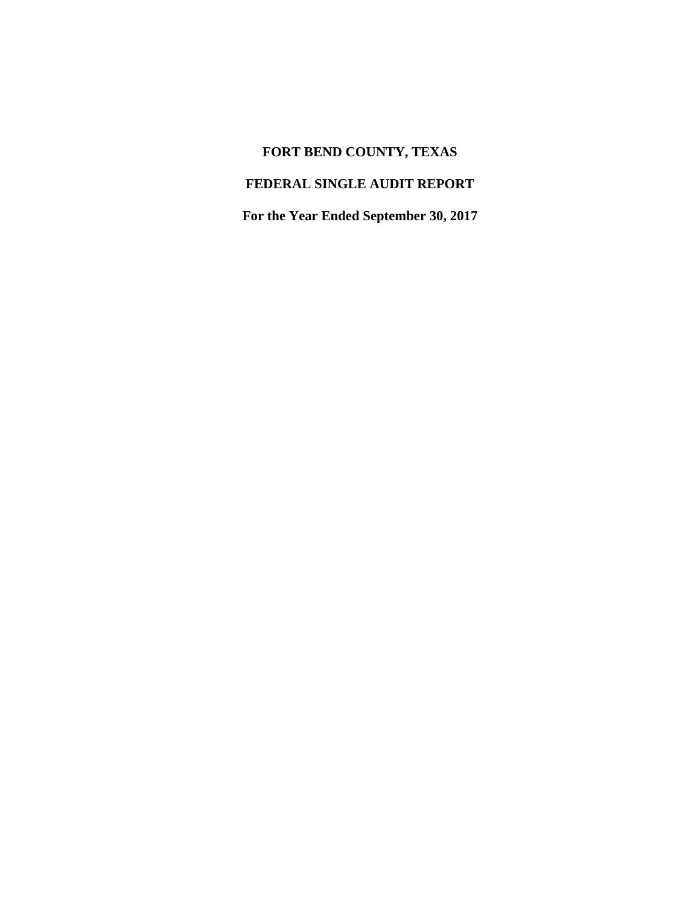# FORT BEND COUNTY, TEXAS

## FEDERAL SINGLE AUDIT REPORT

### For the Year Ended September 30, 2017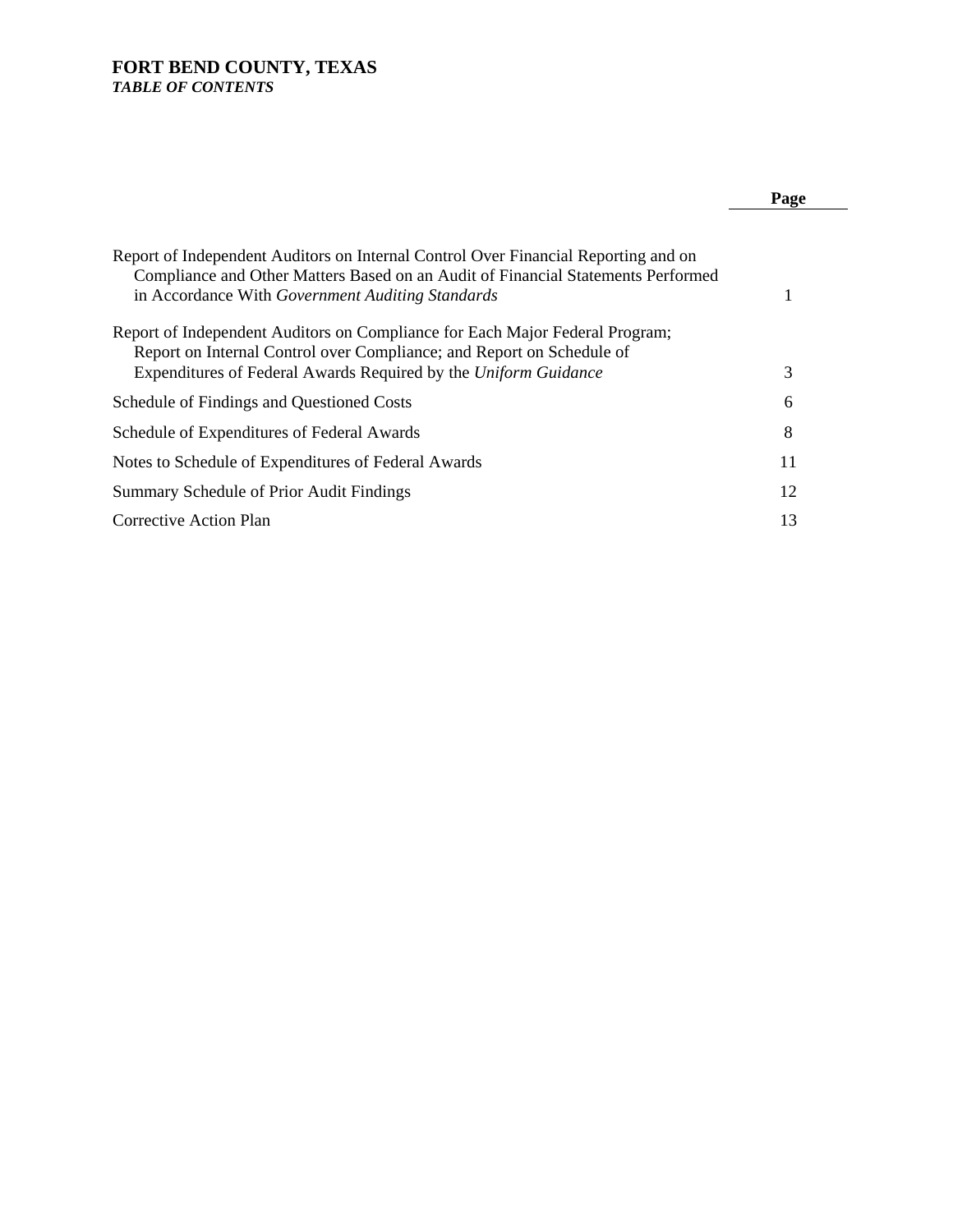**FORT BEND COUNTY, TEXAS**
***TABLE OF CONTENTS***

| | **Page** |
|---|---|
| Report of Independent Auditors on Internal Control Over Financial Reporting and on Compliance and Other Matters Based on an Audit of Financial Statements Performed in Accordance With *Government Auditing Standards* | 1 |
| Report of Independent Auditors on Compliance for Each Major Federal Program; Report on Internal Control over Compliance; and Report on Schedule of Expenditures of Federal Awards Required by the *Uniform Guidance* | 3 |
| Schedule of Findings and Questioned Costs | 6 |
| Schedule of Expenditures of Federal Awards | 8 |
| Notes to Schedule of Expenditures of Federal Awards | 11 |
| Summary Schedule of Prior Audit Findings | 12 |
| Corrective Action Plan | 13 |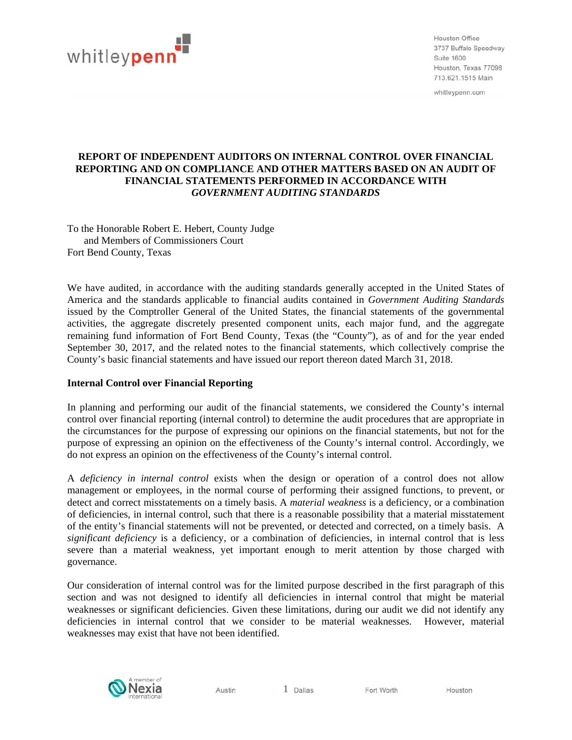**REPORT OF INDEPENDENT AUDITORS ON INTERNAL CONTROL OVER FINANCIAL REPORTING AND ON COMPLIANCE AND OTHER MATTERS BASED ON AN AUDIT OF FINANCIAL STATEMENTS PERFORMED IN ACCORDANCE WITH *GOVERNMENT AUDITING STANDARDS***

To the Honorable Robert E. Hebert, County Judge
and Members of Commissioners Court
Fort Bend County, Texas

We have audited, in accordance with the auditing standards generally accepted in the United States of America and the standards applicable to financial audits contained in *Government Auditing Standards* issued by the Comptroller General of the United States, the financial statements of the governmental activities, the aggregate discretely presented component units, each major fund, and the aggregate remaining fund information of Fort Bend County, Texas (the "County"), as of and for the year ended September 30, 2017, and the related notes to the financial statements, which collectively comprise the County's basic financial statements and have issued our report thereon dated March 31, 2018.

**Internal Control over Financial Reporting**

In planning and performing our audit of the financial statements, we considered the County's internal control over financial reporting (internal control) to determine the audit procedures that are appropriate in the circumstances for the purpose of expressing our opinions on the financial statements, but not for the purpose of expressing an opinion on the effectiveness of the County's internal control. Accordingly, we do not express an opinion on the effectiveness of the County's internal control.

A *deficiency in internal control* exists when the design or operation of a control does not allow management or employees, in the normal course of performing their assigned functions, to prevent, or detect and correct misstatements on a timely basis. A *material weakness* is a deficiency, or a combination of deficiencies, in internal control, such that there is a reasonable possibility that a material misstatement of the entity's financial statements will not be prevented, or detected and corrected, on a timely basis. A *significant deficiency* is a deficiency, or a combination of deficiencies, in internal control that is less severe than a material weakness, yet important enough to merit attention by those charged with governance.

Our consideration of internal control was for the limited purpose described in the first paragraph of this section and was not designed to identify all deficiencies in internal control that might be material weaknesses or significant deficiencies. Given these limitations, during our audit we did not identify any deficiencies in internal control that we consider to be material weaknesses. However, material weaknesses may exist that have not been identified.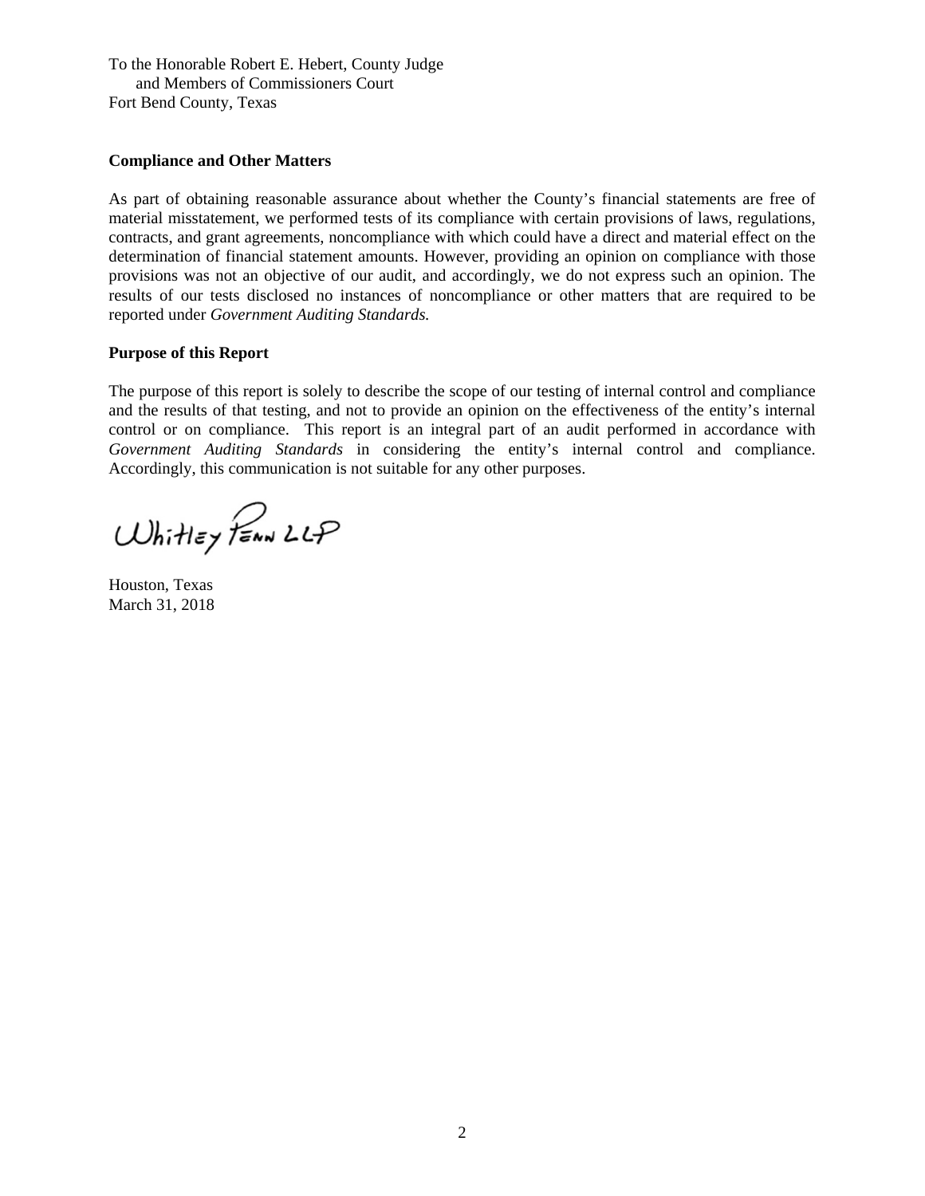To the Honorable Robert E. Hebert, County Judge
and Members of Commissioners Court
Fort Bend County, Texas

**Compliance and Other Matters**

As part of obtaining reasonable assurance about whether the County's financial statements are free of material misstatement, we performed tests of its compliance with certain provisions of laws, regulations, contracts, and grant agreements, noncompliance with which could have a direct and material effect on the determination of financial statement amounts. However, providing an opinion on compliance with those provisions was not an objective of our audit, and accordingly, we do not express such an opinion. The results of our tests disclosed no instances of noncompliance or other matters that are required to be reported under *Government Auditing Standards.*

**Purpose of this Report**

The purpose of this report is solely to describe the scope of our testing of internal control and compliance and the results of that testing, and not to provide an opinion on the effectiveness of the entity's internal control or on compliance. This report is an integral part of an audit performed in accordance with *Government Auditing Standards* in considering the entity's internal control and compliance. Accordingly, this communication is not suitable for any other purposes.

Whitley Penn LLP

Houston, Texas
March 31, 2018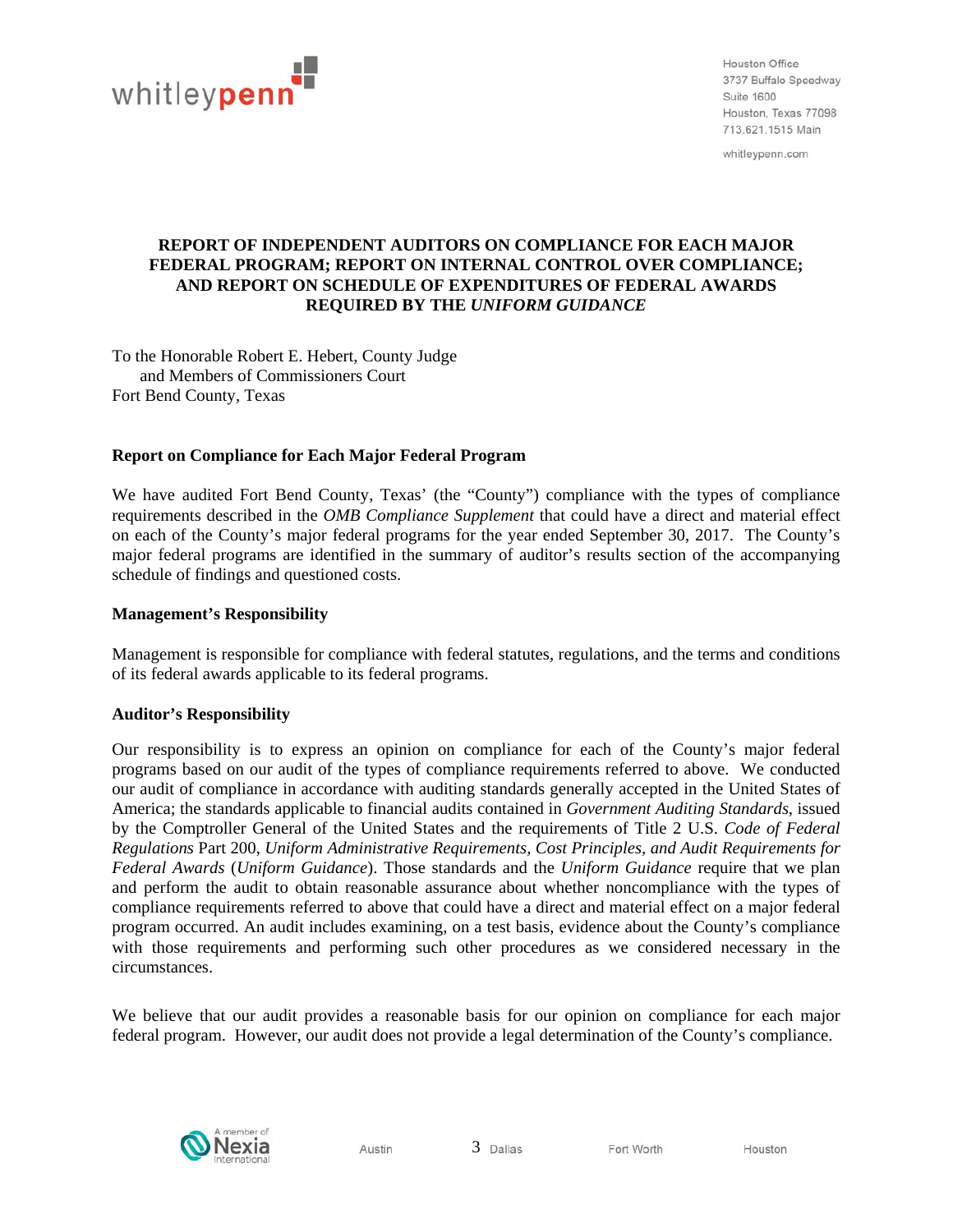# REPORT OF INDEPENDENT AUDITORS ON COMPLIANCE FOR EACH MAJOR FEDERAL PROGRAM; REPORT ON INTERNAL CONTROL OVER COMPLIANCE; AND REPORT ON SCHEDULE OF EXPENDITURES OF FEDERAL AWARDS REQUIRED BY THE *UNIFORM GUIDANCE*

To the Honorable Robert E. Hebert, County Judge
and Members of Commissioners Court
Fort Bend County, Texas

## Report on Compliance for Each Major Federal Program

We have audited Fort Bend County, Texas' (the "County") compliance with the types of compliance requirements described in the *OMB Compliance Supplement* that could have a direct and material effect on each of the County's major federal programs for the year ended September 30, 2017. The County's major federal programs are identified in the summary of auditor's results section of the accompanying schedule of findings and questioned costs.

## Management's Responsibility

Management is responsible for compliance with federal statutes, regulations, and the terms and conditions of its federal awards applicable to its federal programs.

## Auditor's Responsibility

Our responsibility is to express an opinion on compliance for each of the County's major federal programs based on our audit of the types of compliance requirements referred to above. We conducted our audit of compliance in accordance with auditing standards generally accepted in the United States of America; the standards applicable to financial audits contained in *Government Auditing Standards*, issued by the Comptroller General of the United States and the requirements of Title 2 U.S. *Code of Federal Regulations* Part 200, *Uniform Administrative Requirements, Cost Principles, and Audit Requirements for Federal Awards* (*Uniform Guidance*). Those standards and the *Uniform Guidance* require that we plan and perform the audit to obtain reasonable assurance about whether noncompliance with the types of compliance requirements referred to above that could have a direct and material effect on a major federal program occurred. An audit includes examining, on a test basis, evidence about the County's compliance with those requirements and performing such other procedures as we considered necessary in the circumstances.

We believe that our audit provides a reasonable basis for our opinion on compliance for each major federal program. However, our audit does not provide a legal determination of the County's compliance.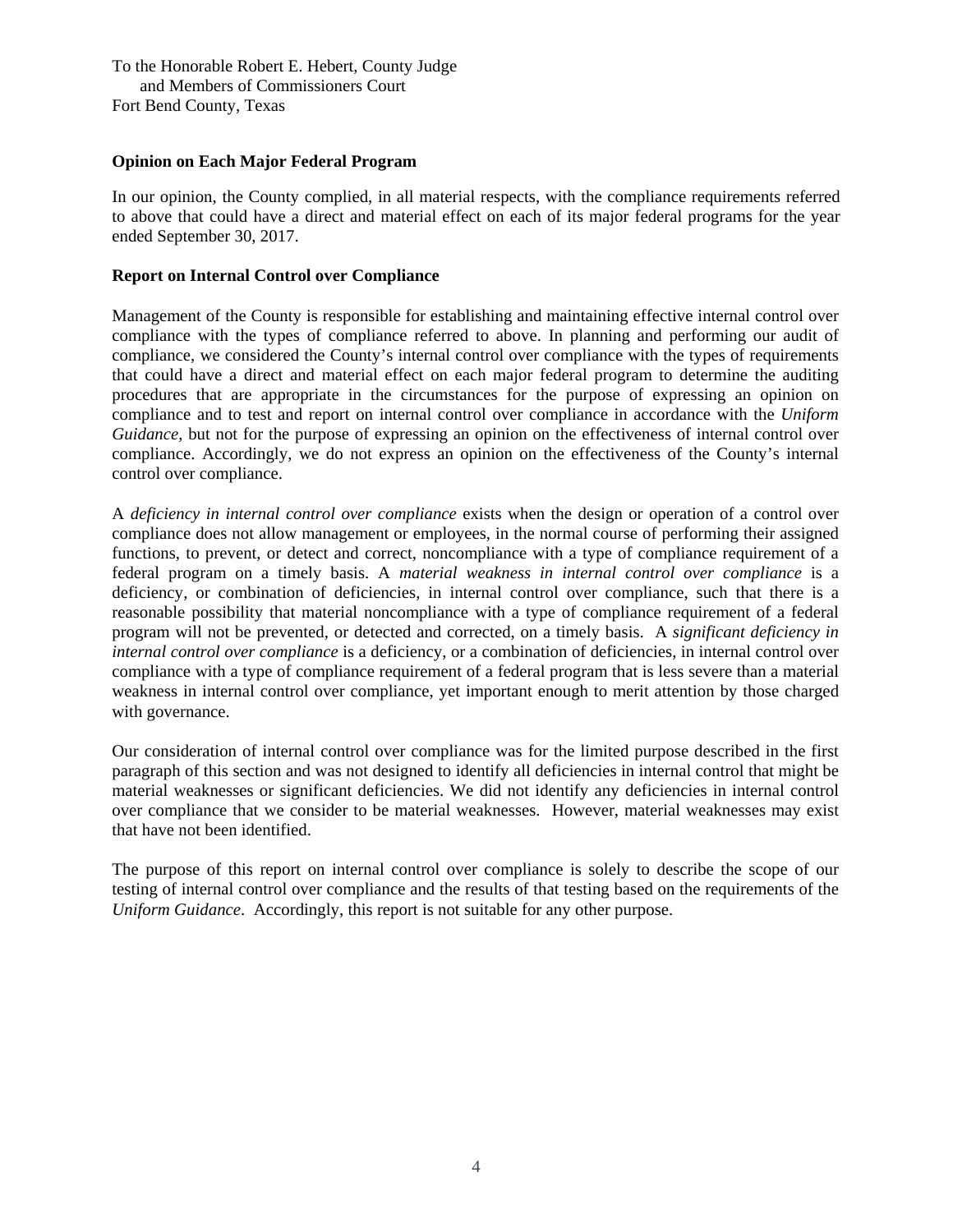To the Honorable Robert E. Hebert, County Judge
and Members of Commissioners Court
Fort Bend County, Texas

**Opinion on Each Major Federal Program**

In our opinion, the County complied, in all material respects, with the compliance requirements referred to above that could have a direct and material effect on each of its major federal programs for the year ended September 30, 2017.

**Report on Internal Control over Compliance**

Management of the County is responsible for establishing and maintaining effective internal control over compliance with the types of compliance referred to above. In planning and performing our audit of compliance, we considered the County's internal control over compliance with the types of requirements that could have a direct and material effect on each major federal program to determine the auditing procedures that are appropriate in the circumstances for the purpose of expressing an opinion on compliance and to test and report on internal control over compliance in accordance with the *Uniform Guidance*, but not for the purpose of expressing an opinion on the effectiveness of internal control over compliance. Accordingly, we do not express an opinion on the effectiveness of the County's internal control over compliance.

A *deficiency in internal control over compliance* exists when the design or operation of a control over compliance does not allow management or employees, in the normal course of performing their assigned functions, to prevent, or detect and correct, noncompliance with a type of compliance requirement of a federal program on a timely basis. A *material weakness in internal control over compliance* is a deficiency, or combination of deficiencies, in internal control over compliance, such that there is a reasonable possibility that material noncompliance with a type of compliance requirement of a federal program will not be prevented, or detected and corrected, on a timely basis. A *significant deficiency in internal control over compliance* is a deficiency, or a combination of deficiencies, in internal control over compliance with a type of compliance requirement of a federal program that is less severe than a material weakness in internal control over compliance, yet important enough to merit attention by those charged with governance.

Our consideration of internal control over compliance was for the limited purpose described in the first paragraph of this section and was not designed to identify all deficiencies in internal control that might be material weaknesses or significant deficiencies. We did not identify any deficiencies in internal control over compliance that we consider to be material weaknesses. However, material weaknesses may exist that have not been identified.

The purpose of this report on internal control over compliance is solely to describe the scope of our testing of internal control over compliance and the results of that testing based on the requirements of the *Uniform Guidance*. Accordingly, this report is not suitable for any other purpose.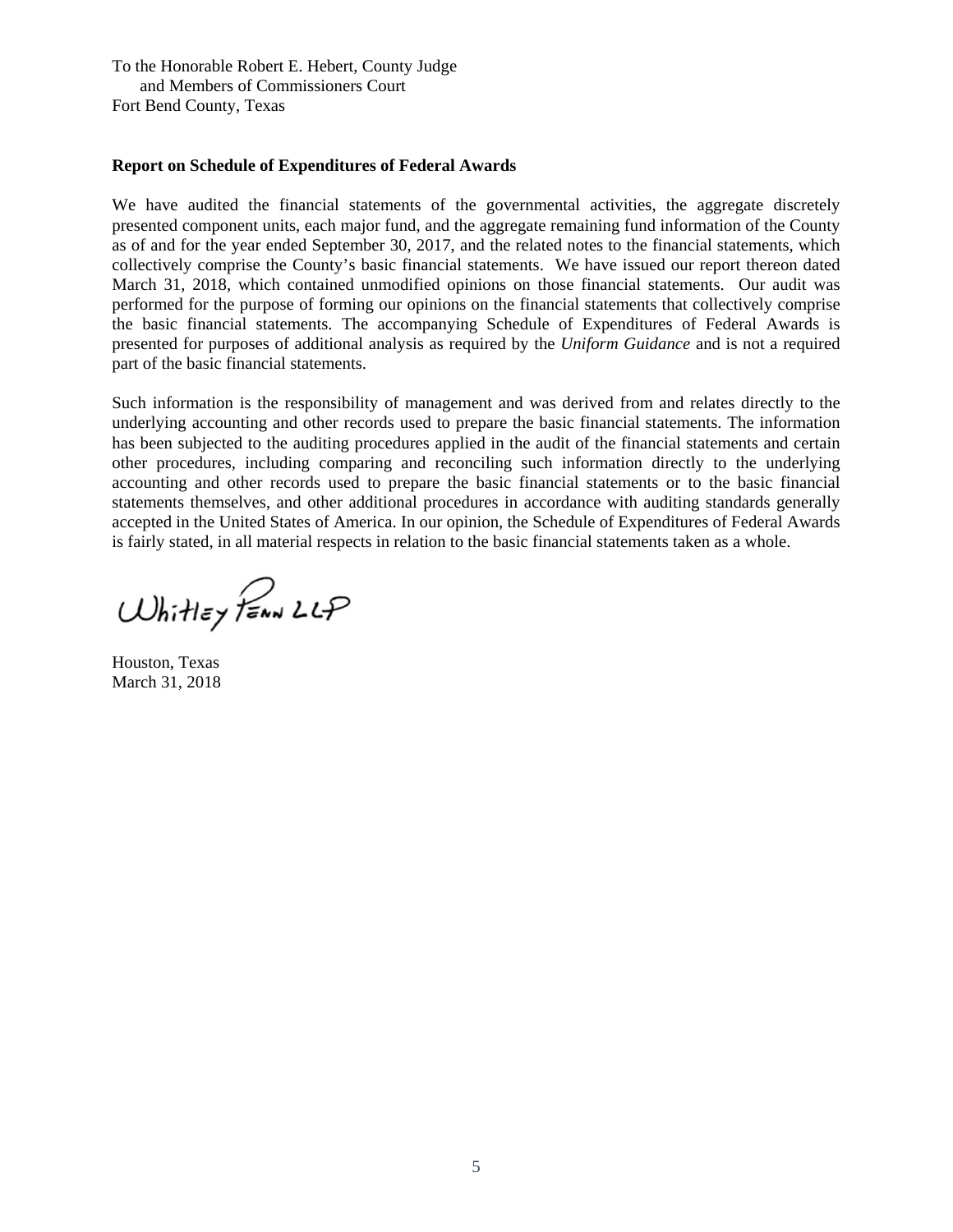To the Honorable Robert E. Hebert, County Judge
and Members of Commissioners Court
Fort Bend County, Texas

**Report on Schedule of Expenditures of Federal Awards**

We have audited the financial statements of the governmental activities, the aggregate discretely presented component units, each major fund, and the aggregate remaining fund information of the County as of and for the year ended September 30, 2017, and the related notes to the financial statements, which collectively comprise the County's basic financial statements. We have issued our report thereon dated March 31, 2018, which contained unmodified opinions on those financial statements. Our audit was performed for the purpose of forming our opinions on the financial statements that collectively comprise the basic financial statements. The accompanying Schedule of Expenditures of Federal Awards is presented for purposes of additional analysis as required by the *Uniform Guidance* and is not a required part of the basic financial statements.

Such information is the responsibility of management and was derived from and relates directly to the underlying accounting and other records used to prepare the basic financial statements. The information has been subjected to the auditing procedures applied in the audit of the financial statements and certain other procedures, including comparing and reconciling such information directly to the underlying accounting and other records used to prepare the basic financial statements or to the basic financial statements themselves, and other additional procedures in accordance with auditing standards generally accepted in the United States of America. In our opinion, the Schedule of Expenditures of Federal Awards is fairly stated, in all material respects in relation to the basic financial statements taken as a whole.

Whitley Penn LLP

Houston, Texas
March 31, 2018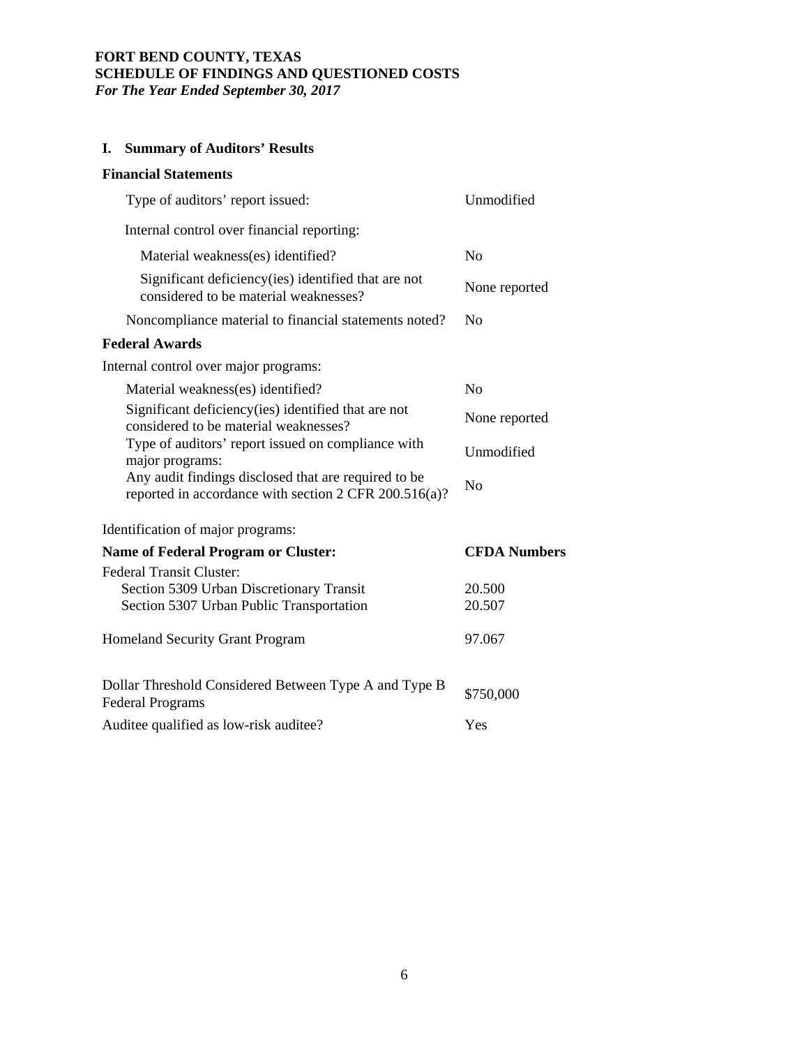**FORT BEND COUNTY, TEXAS**
**SCHEDULE OF FINDINGS AND QUESTIONED COSTS**
***For The Year Ended September 30, 2017***

## I. Summary of Auditors' Results

### Financial Statements

| | |
|---|---|
| Type of auditors' report issued: | Unmodified |
| Internal control over financial reporting: | |
| Material weakness(es) identified? | No |
| Significant deficiency(ies) identified that are not considered to be material weaknesses? | None reported |
| Noncompliance material to financial statements noted? | No |

### Federal Awards

| | |
|---|---|
| Internal control over major programs: | |
| Material weakness(es) identified? | No |
| Significant deficiency(ies) identified that are not considered to be material weaknesses? | None reported |
| Type of auditors' report issued on compliance with major programs: | Unmodified |
| Any audit findings disclosed that are required to be reported in accordance with section 2 CFR 200.516(a)? | No |

Identification of major programs:

| **Name of Federal Program or Cluster:** | **CFDA Numbers** |
|---|---|
| Federal Transit Cluster: | |
| Section 5309 Urban Discretionary Transit | 20.500 |
| Section 5307 Urban Public Transportation | 20.507 |
| Homeland Security Grant Program | 97.067 |

| | |
|---|---|
| Dollar Threshold Considered Between Type A and Type B Federal Programs | \$750,000 |
| Auditee qualified as low-risk auditee? | Yes |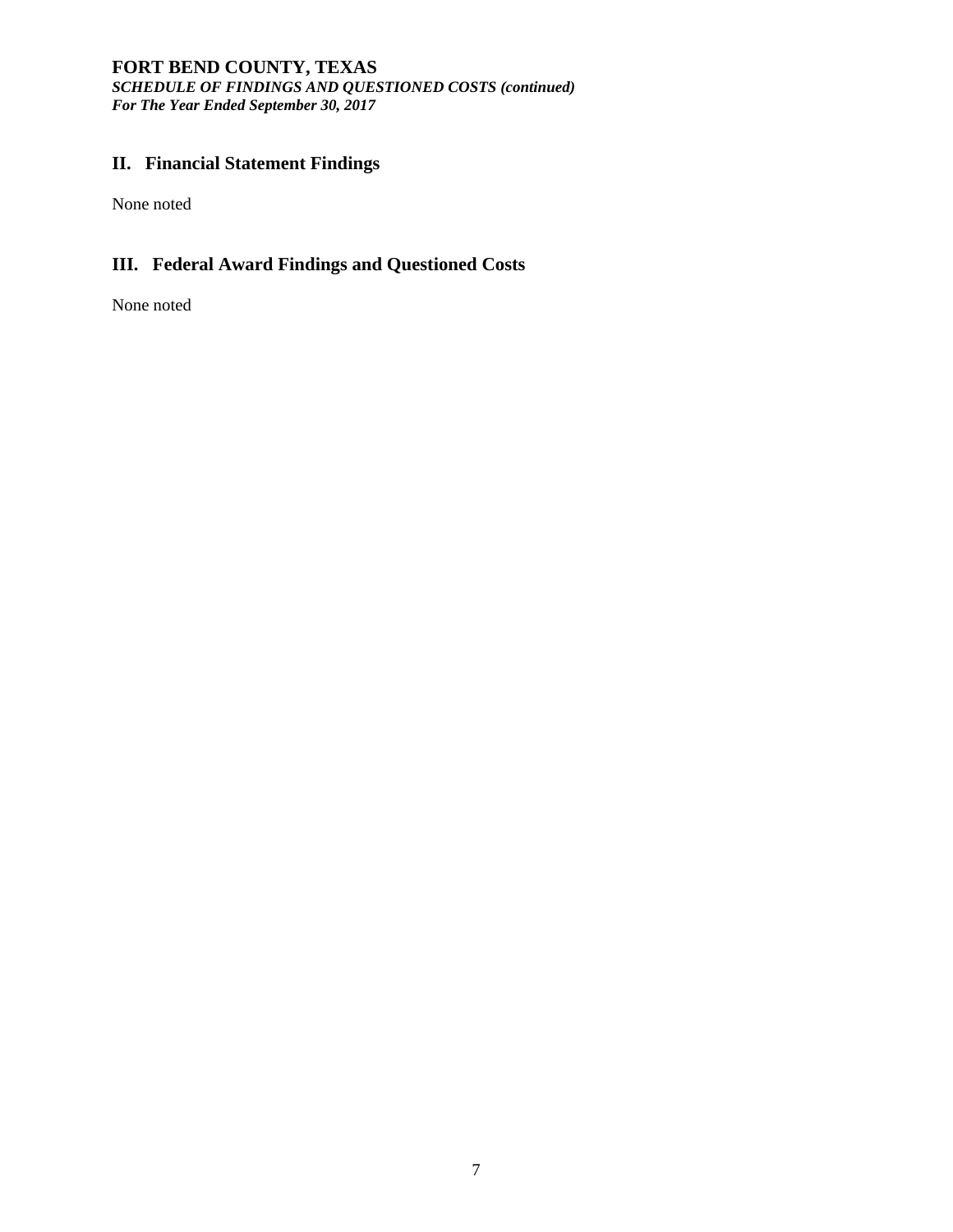**FORT BEND COUNTY, TEXAS**
***SCHEDULE OF FINDINGS AND QUESTIONED COSTS (continued)***
***For The Year Ended September 30, 2017***

## II. Financial Statement Findings

None noted

## III. Federal Award Findings and Questioned Costs

None noted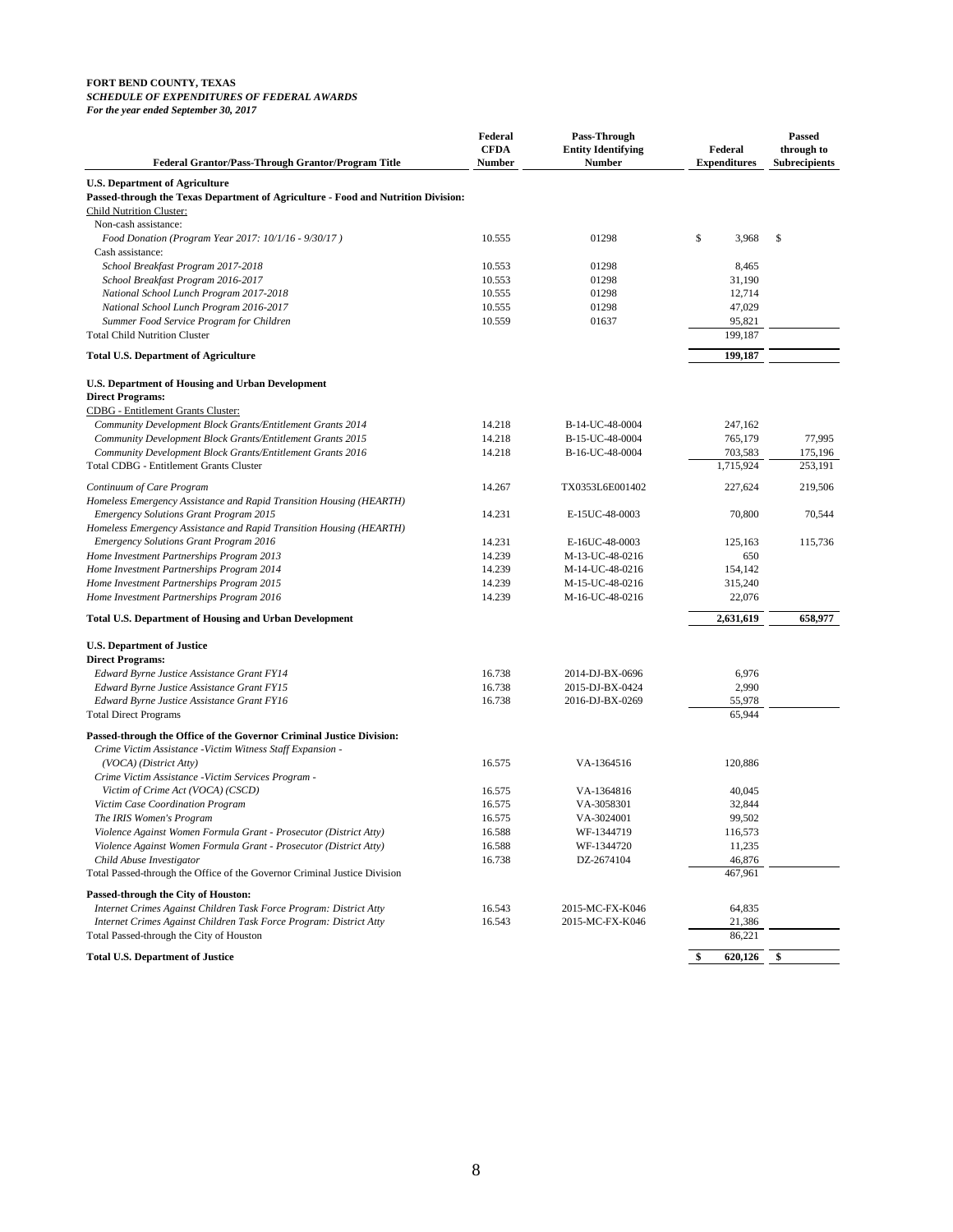**FORT BEND COUNTY, TEXAS**
***SCHEDULE OF EXPENDITURES OF FEDERAL AWARDS***
***For the year ended September 30, 2017***

| Federal Grantor/Pass-Through Grantor/Program Title | Federal CFDA Number | Pass-Through Entity Identifying Number | Federal Expenditures | Passed through to Subrecipients |
|---|---|---|---|---|
| **U.S. Department of Agriculture** | | | | |
| **Passed-through the Texas Department of Agriculture - Food and Nutrition Division:** | | | | |
| Child Nutrition Cluster: | | | | |
| Non-cash assistance: | | | | |
| *Food Donation (Program Year 2017: 10/1/16 - 9/30/17 )* | 10.555 | 01298 | $ 3,968 | $ |
| Cash assistance: | | | | |
| *School Breakfast Program 2017-2018* | 10.553 | 01298 | 8,465 | |
| *School Breakfast Program 2016-2017* | 10.553 | 01298 | 31,190 | |
| *National School Lunch Program 2017-2018* | 10.555 | 01298 | 12,714 | |
| *National School Lunch Program 2016-2017* | 10.555 | 01298 | 47,029 | |
| *Summer Food Service Program for Children* | 10.559 | 01637 | 95,821 | |
| Total Child Nutrition Cluster | | | 199,187 | |
| **Total U.S. Department of Agriculture** | | | **199,187** | |
| **U.S. Department of Housing and Urban Development** | | | | |
| **Direct Programs:** | | | | |
| CDBG - Entitlement Grants Cluster: | | | | |
| *Community Development Block Grants/Entitlement Grants 2014* | 14.218 | B-14-UC-48-0004 | 247,162 | |
| *Community Development Block Grants/Entitlement Grants 2015* | 14.218 | B-15-UC-48-0004 | 765,179 | 77,995 |
| *Community Development Block Grants/Entitlement Grants 2016* | 14.218 | B-16-UC-48-0004 | 703,583 | 175,196 |
| Total CDBG - Entitlement Grants Cluster | | | 1,715,924 | 253,191 |
| *Continuum of Care Program* | 14.267 | TX0353L6E001402 | 227,624 | 219,506 |
| *Homeless Emergency Assistance and Rapid Transition Housing (HEARTH) Emergency Solutions Grant Program 2015* | 14.231 | E-15UC-48-0003 | 70,800 | 70,544 |
| *Homeless Emergency Assistance and Rapid Transition Housing (HEARTH) Emergency Solutions Grant Program 2016* | 14.231 | E-16UC-48-0003 | 125,163 | 115,736 |
| *Home Investment Partnerships Program 2013* | 14.239 | M-13-UC-48-0216 | 650 | |
| *Home Investment Partnerships Program 2014* | 14.239 | M-14-UC-48-0216 | 154,142 | |
| *Home Investment Partnerships Program 2015* | 14.239 | M-15-UC-48-0216 | 315,240 | |
| *Home Investment Partnerships Program 2016* | 14.239 | M-16-UC-48-0216 | 22,076 | |
| **Total U.S. Department of Housing and Urban Development** | | | **2,631,619** | **658,977** |
| **U.S. Department of Justice** | | | | |
| **Direct Programs:** | | | | |
| *Edward Byrne Justice Assistance Grant FY14* | 16.738 | 2014-DJ-BX-0696 | 6,976 | |
| *Edward Byrne Justice Assistance Grant FY15* | 16.738 | 2015-DJ-BX-0424 | 2,990 | |
| *Edward Byrne Justice Assistance Grant FY16* | 16.738 | 2016-DJ-BX-0269 | 55,978 | |
| Total Direct Programs | | | 65,944 | |
| **Passed-through the Office of the Governor Criminal Justice Division:** | | | | |
| *Crime Victim Assistance -Victim Witness Staff Expansion - (VOCA) (District Atty)* | 16.575 | VA-1364516 | 120,886 | |
| *Crime Victim Assistance -Victim Services Program - Victim of Crime Act (VOCA) (CSCD)* | 16.575 | VA-1364816 | 40,045 | |
| *Victim Case Coordination Program* | 16.575 | VA-3058301 | 32,844 | |
| *The IRIS Women's Program* | 16.575 | VA-3024001 | 99,502 | |
| *Violence Against Women Formula Grant - Prosecutor (District Atty)* | 16.588 | WF-1344719 | 116,573 | |
| *Violence Against Women Formula Grant - Prosecutor (District Atty)* | 16.588 | WF-1344720 | 11,235 | |
| *Child Abuse Investigator* | 16.738 | DZ-2674104 | 46,876 | |
| Total Passed-through the Office of the Governor Criminal Justice Division | | | 467,961 | |
| **Passed-through the City of Houston:** | | | | |
| *Internet Crimes Against Children Task Force Program: District Atty* | 16.543 | 2015-MC-FX-K046 | 64,835 | |
| *Internet Crimes Against Children Task Force Program: District Atty* | 16.543 | 2015-MC-FX-K046 | 21,386 | |
| Total Passed-through the City of Houston | | | 86,221 | |
| **Total U.S. Department of Justice** | | | **$ 620,126** | **$** |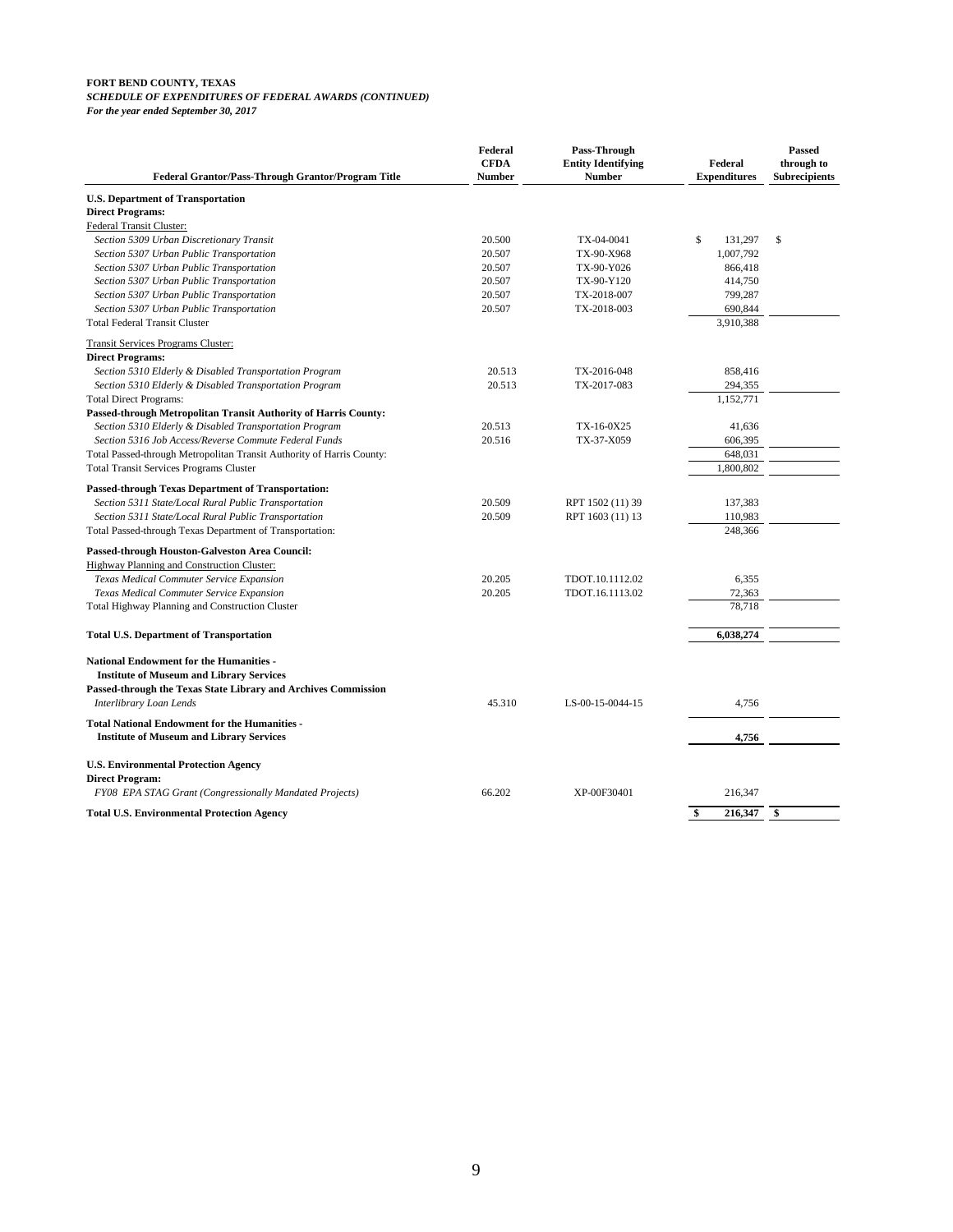**FORT BEND COUNTY, TEXAS**
***SCHEDULE OF EXPENDITURES OF FEDERAL AWARDS (CONTINUED)***
***For the year ended September 30, 2017***

| Federal Grantor/Pass-Through Grantor/Program Title | Federal CFDA Number | Pass-Through Entity Identifying Number | Federal Expenditures | Passed through to Subrecipients |
|---|---|---|---|---|
| **U.S. Department of Transportation** | | | | |
| **Direct Programs:** | | | | |
| Federal Transit Cluster: | | | | |
| *Section 5309 Urban Discretionary Transit* | 20.500 | TX-04-0041 | $ 131,297 | $ |
| *Section 5307 Urban Public Transportation* | 20.507 | TX-90-X968 | 1,007,792 | |
| *Section 5307 Urban Public Transportation* | 20.507 | TX-90-Y026 | 866,418 | |
| *Section 5307 Urban Public Transportation* | 20.507 | TX-90-Y120 | 414,750 | |
| *Section 5307 Urban Public Transportation* | 20.507 | TX-2018-007 | 799,287 | |
| *Section 5307 Urban Public Transportation* | 20.507 | TX-2018-003 | 690,844 | |
| Total Federal Transit Cluster | | | 3,910,388 | |
| Transit Services Programs Cluster: | | | | |
| **Direct Programs:** | | | | |
| *Section 5310 Elderly & Disabled Transportation Program* | 20.513 | TX-2016-048 | 858,416 | |
| *Section 5310 Elderly & Disabled Transportation Program* | 20.513 | TX-2017-083 | 294,355 | |
| Total Direct Programs: | | | 1,152,771 | |
| **Passed-through Metropolitan Transit Authority of Harris County:** | | | | |
| *Section 5310 Elderly & Disabled Transportation Program* | 20.513 | TX-16-0X25 | 41,636 | |
| *Section 5316 Job Access/Reverse Commute Federal Funds* | 20.516 | TX-37-X059 | 606,395 | |
| Total Passed-through Metropolitan Transit Authority of Harris County: | | | 648,031 | |
| Total Transit Services Programs Cluster | | | 1,800,802 | |
| **Passed-through Texas Department of Transportation:** | | | | |
| *Section 5311 State/Local Rural Public Transportation* | 20.509 | RPT 1502 (11) 39 | 137,383 | |
| *Section 5311 State/Local Rural Public Transportation* | 20.509 | RPT 1603 (11) 13 | 110,983 | |
| Total Passed-through Texas Department of Transportation: | | | 248,366 | |
| **Passed-through Houston-Galveston Area Council:** | | | | |
| Highway Planning and Construction Cluster: | | | | |
| *Texas Medical Commuter Service Expansion* | 20.205 | TDOT.10.1112.02 | 6,355 | |
| *Texas Medical Commuter Service Expansion* | 20.205 | TDOT.16.1113.02 | 72,363 | |
| Total Highway Planning and Construction Cluster | | | 78,718 | |
| **Total U.S. Department of Transportation** | | | **6,038,274** | |
| **National Endowment for the Humanities - Institute of Museum and Library Services** | | | | |
| **Passed-through the Texas State Library and Archives Commission** | | | | |
| *Interlibrary Loan Lends* | 45.310 | LS-00-15-0044-15 | 4,756 | |
| **Total National Endowment for the Humanities - Institute of Museum and Library Services** | | | **4,756** | |
| **U.S. Environmental Protection Agency** | | | | |
| **Direct Program:** | | | | |
| *FY08 EPA STAG Grant (Congressionally Mandated Projects)* | 66.202 | XP-00F30401 | 216,347 | |
| **Total U.S. Environmental Protection Agency** | | | **$ 216,347** | **$** |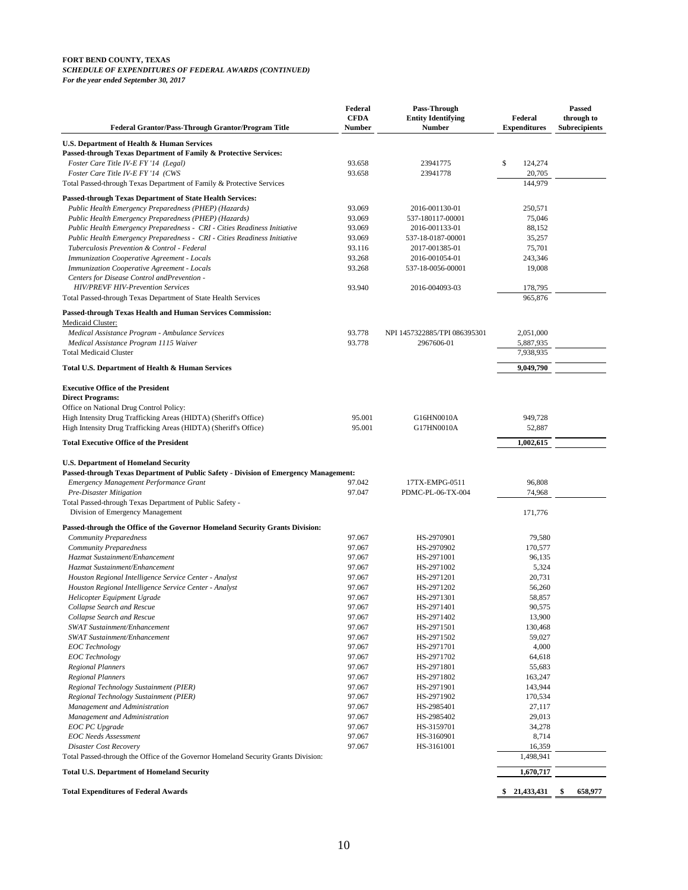**FORT BEND COUNTY, TEXAS**
***SCHEDULE OF EXPENDITURES OF FEDERAL AWARDS (CONTINUED)***
***For the year ended September 30, 2017***

| Federal Grantor/Pass-Through Grantor/Program Title | Federal CFDA Number | Pass-Through Entity Identifying Number | Federal Expenditures | Passed through to Subrecipients |
|---|---|---|---|---|
| **U.S. Department of Health & Human Services** | | | | |
| **Passed-through Texas Department of Family & Protective Services:** | | | | |
| *Foster Care Title IV-E FY '14 (Legal)* | 93.658 | 23941775 | $ 124,274 | |
| *Foster Care Title IV-E FY '14 (CWS* | 93.658 | 23941778 | 20,705 | |
| Total Passed-through Texas Department of Family & Protective Services | | | 144,979 | |
| **Passed-through Texas Department of State Health Services:** | | | | |
| *Public Health Emergency Preparedness (PHEP) (Hazards)* | 93.069 | 2016-001130-01 | 250,571 | |
| *Public Health Emergency Preparedness (PHEP) (Hazards)* | 93.069 | 537-180117-00001 | 75,046 | |
| *Public Health Emergency Preparedness - CRI - Cities Readiness Initiative* | 93.069 | 2016-001133-01 | 88,152 | |
| *Public Health Emergency Preparedness - CRI - Cities Readiness Initiative* | 93.069 | 537-18-0187-00001 | 35,257 | |
| *Tuberculosis Prevention & Control - Federal* | 93.116 | 2017-001385-01 | 75,701 | |
| *Immunization Cooperative Agreement - Locals* | 93.268 | 2016-001054-01 | 243,346 | |
| *Immunization Cooperative Agreement - Locals* | 93.268 | 537-18-0056-00001 | 19,008 | |
| *Centers for Disease Control andPrevention - HIV/PREVF HIV-Prevention Services* | 93.940 | 2016-004093-03 | 178,795 | |
| Total Passed-through Texas Department of State Health Services | | | 965,876 | |
| **Passed-through Texas Health and Human Services Commission:** | | | | |
| Medicaid Cluster: | | | | |
| *Medical Assistance Program - Ambulance Services* | 93.778 | NPI 1457322885/TPI 086395301 | 2,051,000 | |
| *Medical Assistance Program 1115 Waiver* | 93.778 | 2967606-01 | 5,887,935 | |
| Total Medicaid Cluster | | | 7,938,935 | |
| **Total U.S. Department of Health & Human Services** | | | **9,049,790** | |
| **Executive Office of the President** | | | | |
| **Direct Programs:** | | | | |
| Office on National Drug Control Policy: | | | | |
| High Intensity Drug Trafficking Areas (HIDTA) (Sheriff's Office) | 95.001 | G16HN0010A | 949,728 | |
| High Intensity Drug Trafficking Areas (HIDTA) (Sheriff's Office) | 95.001 | G17HN0010A | 52,887 | |
| **Total Executive Office of the President** | | | **1,002,615** | |
| **U.S. Department of Homeland Security** | | | | |
| **Passed-through Texas Department of Public Safety - Division of Emergency Management:** | | | | |
| *Emergency Management Performance Grant* | 97.042 | 17TX-EMPG-0511 | 96,808 | |
| *Pre-Disaster Mitigation* | 97.047 | PDMC-PL-06-TX-004 | 74,968 | |
| Total Passed-through Texas Department of Public Safety - Division of Emergency Management | | | 171,776 | |
| **Passed-through the Office of the Governor Homeland Security Grants Division:** | | | | |
| *Community Preparedness* | 97.067 | HS-2970901 | 79,580 | |
| *Community Preparedness* | 97.067 | HS-2970902 | 170,577 | |
| *Hazmat Sustainment/Enhancement* | 97.067 | HS-2971001 | 96,135 | |
| *Hazmat Sustainment/Enhancement* | 97.067 | HS-2971002 | 5,324 | |
| *Houston Regional Intelligence Service Center - Analyst* | 97.067 | HS-2971201 | 20,731 | |
| *Houston Regional Intelligence Service Center - Analyst* | 97.067 | HS-2971202 | 56,260 | |
| *Helicopter Equipment Ugrade* | 97.067 | HS-2971301 | 58,857 | |
| *Collapse Search and Rescue* | 97.067 | HS-2971401 | 90,575 | |
| *Collapse Search and Rescue* | 97.067 | HS-2971402 | 13,900 | |
| *SWAT Sustainment/Enhancement* | 97.067 | HS-2971501 | 130,468 | |
| *SWAT Sustainment/Enhancement* | 97.067 | HS-2971502 | 59,027 | |
| *EOC Technology* | 97.067 | HS-2971701 | 4,000 | |
| *EOC Technology* | 97.067 | HS-2971702 | 64,618 | |
| *Regional Planners* | 97.067 | HS-2971801 | 55,683 | |
| *Regional Planners* | 97.067 | HS-2971802 | 163,247 | |
| *Regional Technology Sustainment (PIER)* | 97.067 | HS-2971901 | 143,944 | |
| *Regional Technology Sustainment (PIER)* | 97.067 | HS-2971902 | 170,534 | |
| *Management and Administration* | 97.067 | HS-2985401 | 27,117 | |
| *Management and Administration* | 97.067 | HS-2985402 | 29,013 | |
| *EOC PC Upgrade* | 97.067 | HS-3159701 | 34,278 | |
| *EOC Needs Assessment* | 97.067 | HS-3160901 | 8,714 | |
| *Disaster Cost Recovery* | 97.067 | HS-3161001 | 16,359 | |
| Total Passed-through the Office of the Governor Homeland Security Grants Division: | | | 1,498,941 | |
| **Total U.S. Department of Homeland Security** | | | **1,670,717** | |
| **Total Expenditures of Federal Awards** | | | **$ 21,433,431** | **$ 658,977** |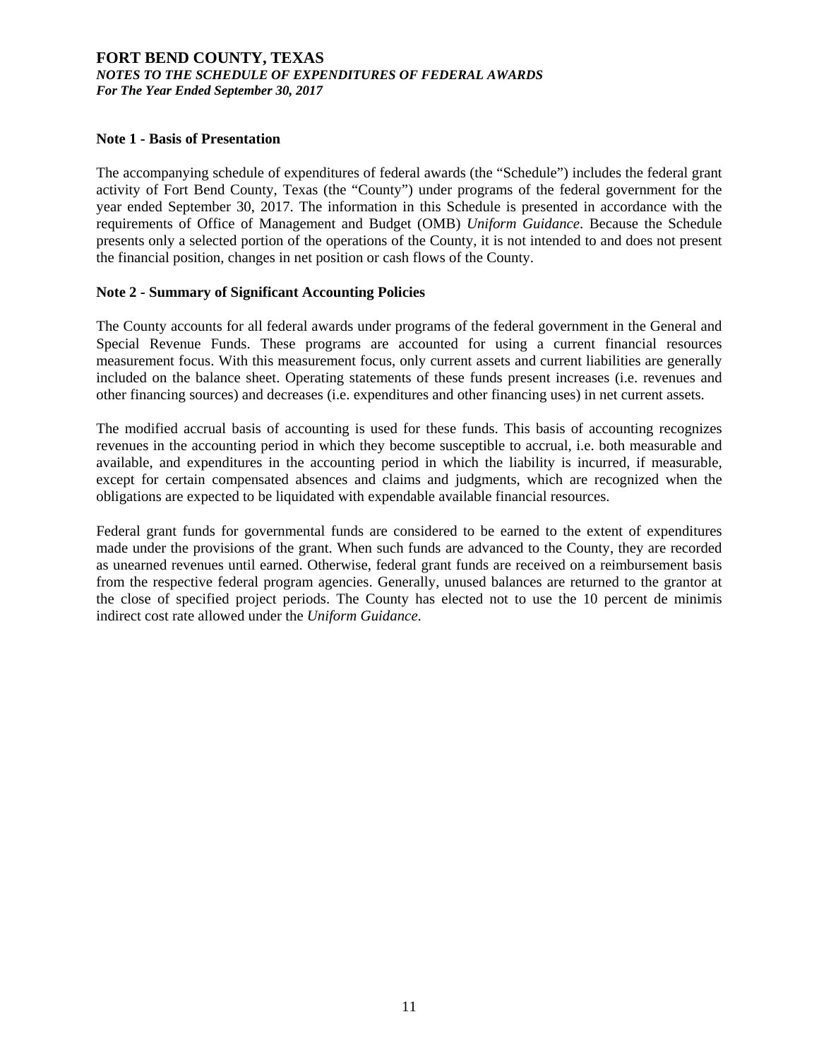# FORT BEND COUNTY, TEXAS

***NOTES TO THE SCHEDULE OF EXPENDITURES OF FEDERAL AWARDS***
***For The Year Ended September 30, 2017***

## Note 1 - Basis of Presentation

The accompanying schedule of expenditures of federal awards (the "Schedule") includes the federal grant activity of Fort Bend County, Texas (the "County") under programs of the federal government for the year ended September 30, 2017. The information in this Schedule is presented in accordance with the requirements of Office of Management and Budget (OMB) *Uniform Guidance*. Because the Schedule presents only a selected portion of the operations of the County, it is not intended to and does not present the financial position, changes in net position or cash flows of the County.

## Note 2 - Summary of Significant Accounting Policies

The County accounts for all federal awards under programs of the federal government in the General and Special Revenue Funds. These programs are accounted for using a current financial resources measurement focus. With this measurement focus, only current assets and current liabilities are generally included on the balance sheet. Operating statements of these funds present increases (i.e. revenues and other financing sources) and decreases (i.e. expenditures and other financing uses) in net current assets.

The modified accrual basis of accounting is used for these funds. This basis of accounting recognizes revenues in the accounting period in which they become susceptible to accrual, i.e. both measurable and available, and expenditures in the accounting period in which the liability is incurred, if measurable, except for certain compensated absences and claims and judgments, which are recognized when the obligations are expected to be liquidated with expendable available financial resources.

Federal grant funds for governmental funds are considered to be earned to the extent of expenditures made under the provisions of the grant. When such funds are advanced to the County, they are recorded as unearned revenues until earned. Otherwise, federal grant funds are received on a reimbursement basis from the respective federal program agencies. Generally, unused balances are returned to the grantor at the close of specified project periods. The County has elected not to use the 10 percent de minimis indirect cost rate allowed under the *Uniform Guidance.*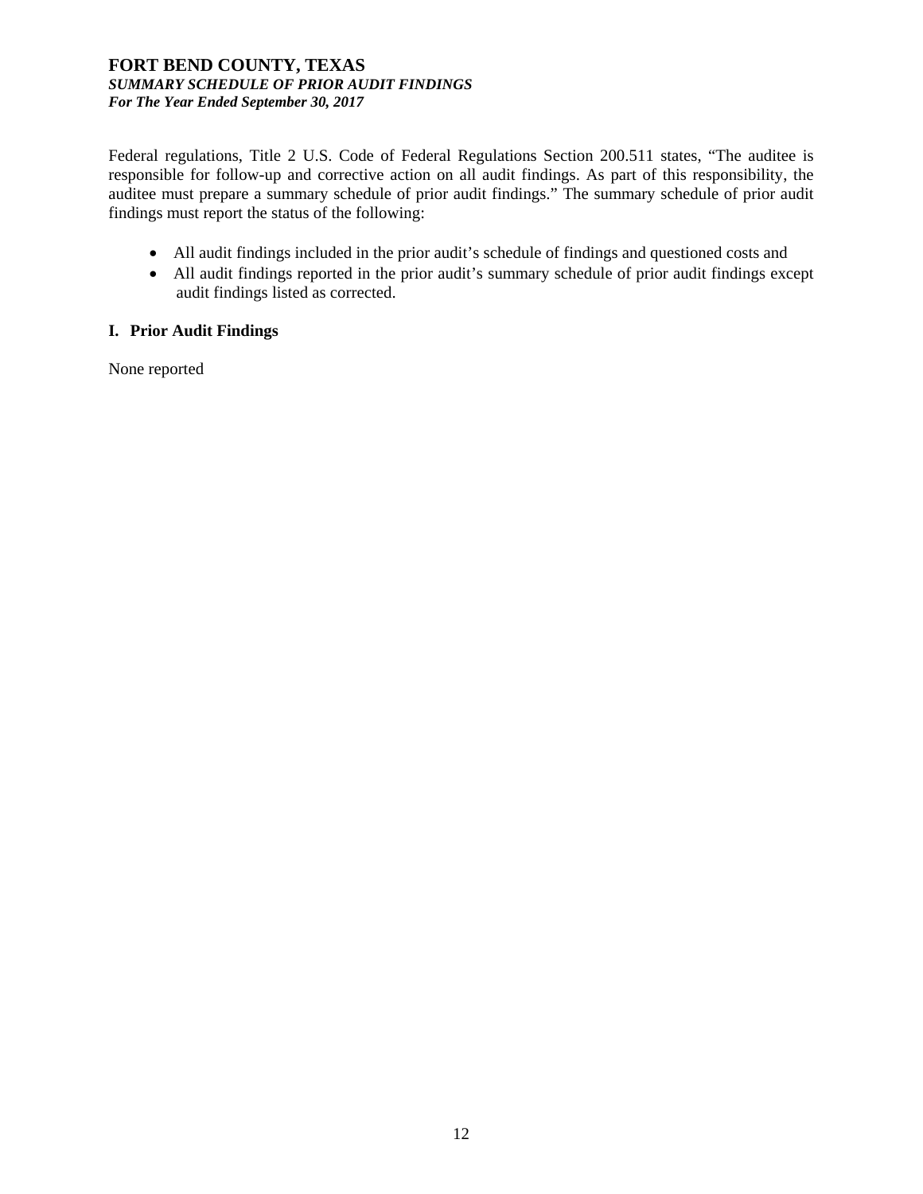# FORT BEND COUNTY, TEXAS
***SUMMARY SCHEDULE OF PRIOR AUDIT FINDINGS***
***For The Year Ended September 30, 2017***

Federal regulations, Title 2 U.S. Code of Federal Regulations Section 200.511 states, "The auditee is responsible for follow-up and corrective action on all audit findings. As part of this responsibility, the auditee must prepare a summary schedule of prior audit findings." The summary schedule of prior audit findings must report the status of the following:

- All audit findings included in the prior audit's schedule of findings and questioned costs and
- All audit findings reported in the prior audit's summary schedule of prior audit findings except audit findings listed as corrected.

## I. Prior Audit Findings

None reported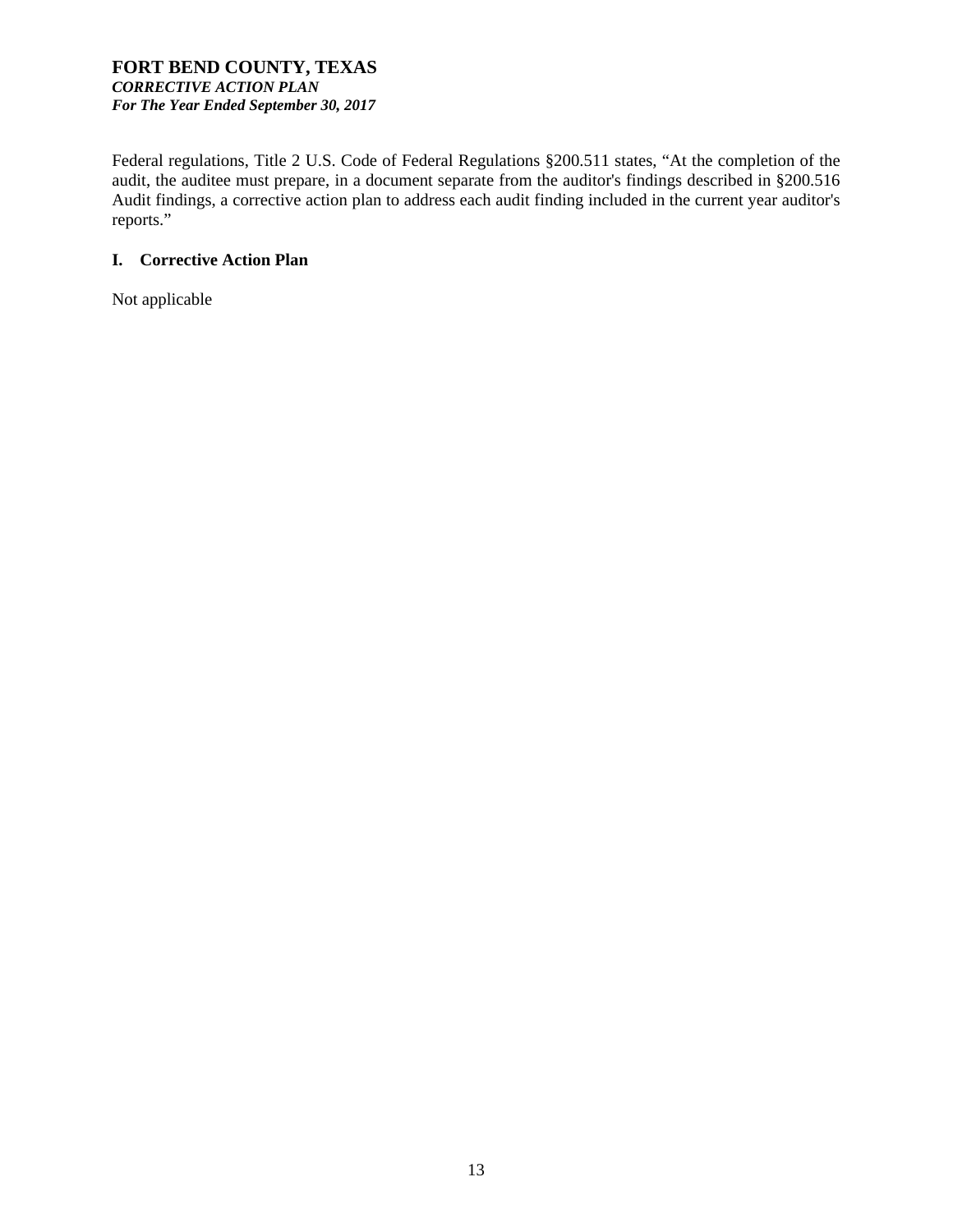# FORT BEND COUNTY, TEXAS

***CORRECTIVE ACTION PLAN***

***For The Year Ended September 30, 2017***

Federal regulations, Title 2 U.S. Code of Federal Regulations §200.511 states, "At the completion of the audit, the auditee must prepare, in a document separate from the auditor's findings described in §200.516 Audit findings, a corrective action plan to address each audit finding included in the current year auditor's reports."

## I. Corrective Action Plan

Not applicable